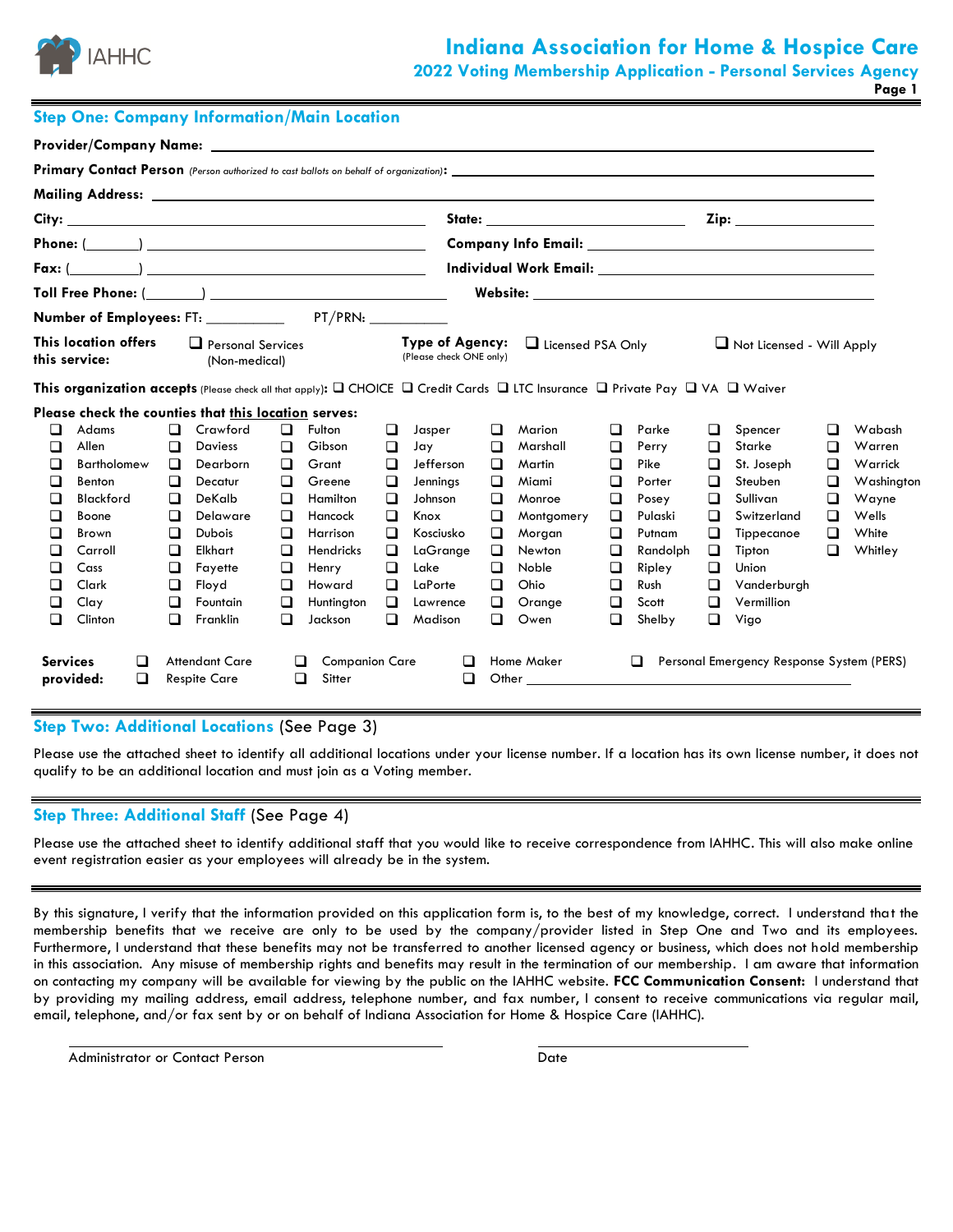IAHHC

# Indiana Association for Home & Hospice Care

## 2022 Voting Membership Application - Personal Services Agency

### Step One: Company Information/Main Location

**Provider/Company Name:** ____________________

**Primary Contact Person** *(Person authorized to cast ballots on behalf of organization)*: ____________________

**Mailing Address:** ____________________

**City:** ____________________ **State:** ____________________ **Zip:** ____________________

**Phone:** (______) ____________________ **Company Info Email:** ____________________

**Fax:** (______) ____________________ **Individual Work Email:** ____________________

**Toll Free Phone:** (______) ____________________ **Website:** ____________________

**Number of Employees:** FT: __________ PT/PRN: __________

**This location offers this service:** ❑ Personal Services (Non-medical)

**Type of Agency:** *(Please check ONE only)* ❑ Licensed PSA Only ❑ Not Licensed - Will Apply

**This organization accepts** *(Please check all that apply)*: ❑ CHOICE ❑ Credit Cards ❑ LTC Insurance ❑ Private Pay ❑ VA ❑ Waiver

**Please check the counties that this location serves:**

| | | | | | | | |
|---|---|---|---|---|---|---|---|
| ❑ Adams | ❑ Crawford | ❑ Fulton | ❑ Jasper | ❑ Marion | ❑ Parke | ❑ Spencer | ❑ Wabash |
| ❑ Allen | ❑ Daviess | ❑ Gibson | ❑ Jay | ❑ Marshall | ❑ Perry | ❑ Starke | ❑ Warren |
| ❑ Bartholomew | ❑ Dearborn | ❑ Grant | ❑ Jefferson | ❑ Martin | ❑ Pike | ❑ St. Joseph | ❑ Warrick |
| ❑ Benton | ❑ Decatur | ❑ Greene | ❑ Jennings | ❑ Miami | ❑ Porter | ❑ Steuben | ❑ Washington |
| ❑ Blackford | ❑ DeKalb | ❑ Hamilton | ❑ Johnson | ❑ Monroe | ❑ Posey | ❑ Sullivan | ❑ Wayne |
| ❑ Boone | ❑ Delaware | ❑ Hancock | ❑ Knox | ❑ Montgomery | ❑ Pulaski | ❑ Switzerland | ❑ Wells |
| ❑ Brown | ❑ Dubois | ❑ Harrison | ❑ Kosciusko | ❑ Morgan | ❑ Putnam | ❑ Tippecanoe | ❑ White |
| ❑ Carroll | ❑ Elkhart | ❑ Hendricks | ❑ LaGrange | ❑ Newton | ❑ Randolph | ❑ Tipton | ❑ Whitley |
| ❑ Cass | ❑ Fayette | ❑ Henry | ❑ Lake | ❑ Noble | ❑ Ripley | ❑ Union | |
| ❑ Clark | ❑ Floyd | ❑ Howard | ❑ LaPorte | ❑ Ohio | ❑ Rush | ❑ Vanderburgh | |
| ❑ Clay | ❑ Fountain | ❑ Huntington | ❑ Lawrence | ❑ Orange | ❑ Scott | ❑ Vermillion | |
| ❑ Clinton | ❑ Franklin | ❑ Jackson | ❑ Madison | ❑ Owen | ❑ Shelby | ❑ Vigo | |

**Services provided:** ❑ Attendant Care ❑ Companion Care ❑ Home Maker ❑ Personal Emergency Response System (PERS) ❑ Respite Care ❑ Sitter ❑ Other ____________________

### Step Two: Additional Locations (See Page 3)

Please use the attached sheet to identify all additional locations under your license number. If a location has its own license number, it does not qualify to be an additional location and must join as a Voting member.

### Step Three: Additional Staff (See Page 4)

Please use the attached sheet to identify additional staff that you would like to receive correspondence from IAHHC. This will also make online event registration easier as your employees will already be in the system.

By this signature, I verify that the information provided on this application form is, to the best of my knowledge, correct. I understand that the membership benefits that we receive are only to be used by the company/provider listed in Step One and Two and its employees. Furthermore, I understand that these benefits may not be transferred to another licensed agency or business, which does not hold membership in this association. Any misuse of membership rights and benefits may result in the termination of our membership. I am aware that information on contacting my company will be available for viewing by the public on the IAHHC website. **FCC Communication Consent:** I understand that by providing my mailing address, email address, telephone number, and fax number, I consent to receive communications via regular mail, email, telephone, and/or fax sent by or on behalf of Indiana Association for Home & Hospice Care (IAHHC).

____________________ ____________________

Administrator or Contact Person Date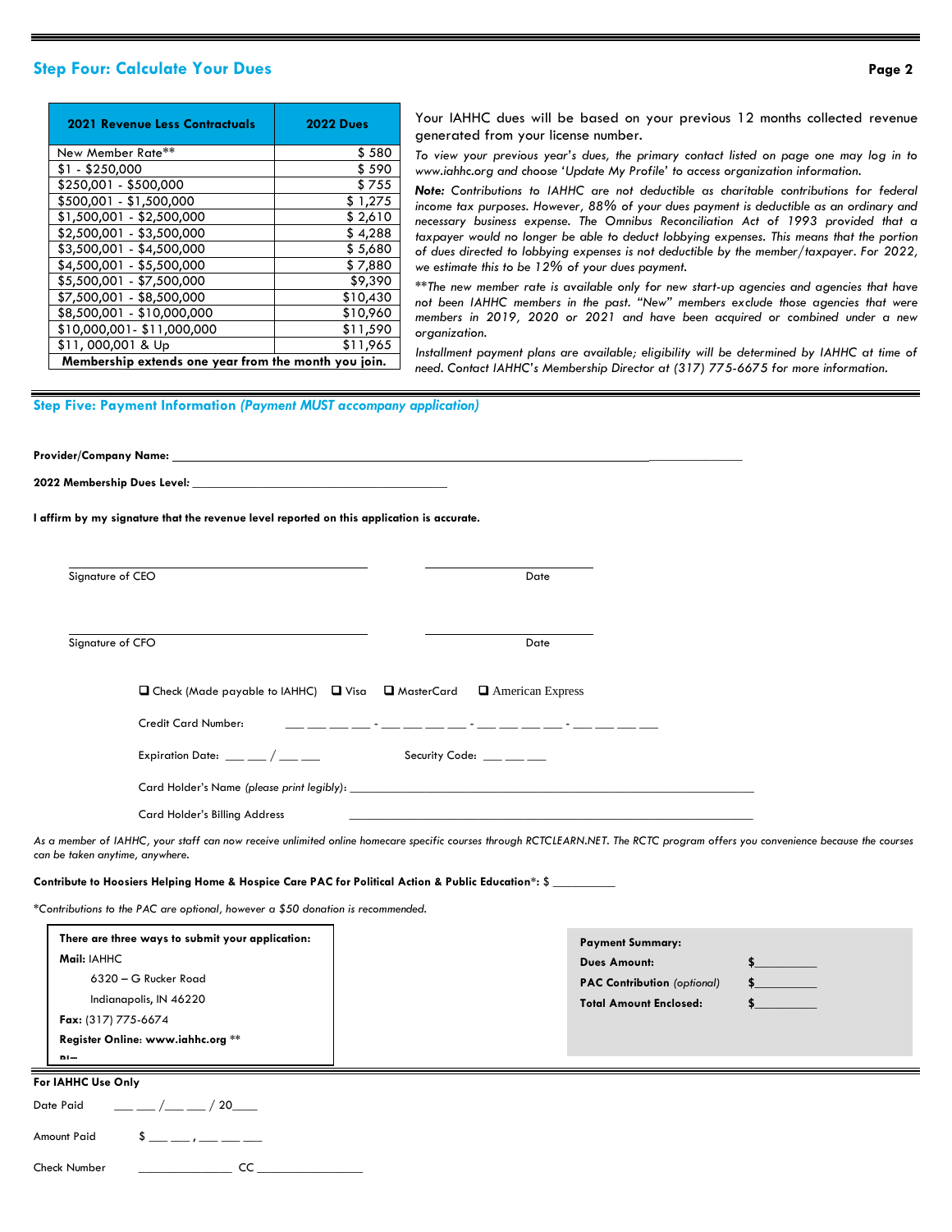## Step Four: Calculate Your Dues

| 2021 Revenue Less Contractuals | 2022 Dues |
|---|---|
| New Member Rate** | $ 580 |
| $1 - $250,000 | $ 590 |
| $250,001 - $500,000 | $ 755 |
| $500,001 - $1,500,000 | $ 1,275 |
| $1,500,001 - $2,500,000 | $ 2,610 |
| $2,500,001 - $3,500,000 | $ 4,288 |
| $3,500,001 - $4,500,000 | $ 5,680 |
| $4,500,001 - $5,500,000 | $ 7,880 |
| $5,500,001 - $7,500,000 | $9,390 |
| $7,500,001 - $8,500,000 | $10,430 |
| $8,500,001 - $10,000,000 | $10,960 |
| $10,000,001- $11,000,000 | $11,590 |
| $11, 000,001 & Up | $11,965 |
| **Membership extends one year from the month you join.** | |

Your IAHHC dues will be based on your previous 12 months collected revenue generated from your license number.

*To view your previous year's dues, the primary contact listed on page one may log in to www.iahhc.org and choose 'Update My Profile' to access organization information.*

***Note:*** *Contributions to IAHHC are not deductible as charitable contributions for federal income tax purposes. However, 88% of your dues payment is deductible as an ordinary and necessary business expense. The Omnibus Reconciliation Act of 1993 provided that a taxpayer would no longer be able to deduct lobbying expenses. This means that the portion of dues directed to lobbying expenses is not deductible by the member/taxpayer. For 2022, we estimate this to be 12% of your dues payment.*

*\*\*The new member rate is available only for new start-up agencies and agencies that have not been IAHHC members in the past. "New" members exclude those agencies that were members in 2019, 2020 or 2021 and have been acquired or combined under a new organization.*

*Installment payment plans are available; eligibility will be determined by IAHHC at time of need. Contact IAHHC's Membership Director at (317) 775-6675 for more information.*

## Step Five: Payment Information *(Payment MUST accompany application)*

**Provider/Company Name:** ____________________________________________

**2022 Membership Dues Level:** ______________________________

**I affirm by my signature that the revenue level reported on this application is accurate.**

______________________________ ______________

Signature of CEO Date

______________________________ ______________

Signature of CFO Date

❑ Check (Made payable to IAHHC) ❑ Visa ❑ MasterCard ❑ American Express

Credit Card Number: ___ ___ ___ ___ - ___ ___ ___ ___ - ___ ___ ___ ___ - ___ ___ ___ ___

Expiration Date: ___ ___ / ___ ___ Security Code: ___ ___ ___

Card Holder's Name *(please print legibly)*: ______________________________

Card Holder's Billing Address ______________________________

*As a member of IAHHC, your staff can now receive unlimited online homecare specific courses through RCTCLEARN.NET. The RCTC program offers you convenience because the courses can be taken anytime, anywhere.*

**Contribute to Hoosiers Helping Home & Hospice Care PAC for Political Action & Public Education*:** $ __________

*\*Contributions to the PAC are optional, however a $50 donation is recommended.*

**There are three ways to submit your application:**

**Mail:** IAHHC
6320 – G Rucker Road
Indianapolis, IN 46220

**Fax:** (317) 775-6674

**Register Online: www.iahhc.org** **

**Payment Summary:**

**Dues Amount:** $__________

**PAC Contribution** *(optional)* $__________

**Total Amount Enclosed:** $__________

**For IAHHC Use Only**

Date Paid ___ ___ /___ ___ / 20____

Amount Paid $ ___ ___ , ___ ___ ___

Check Number ______________ CC ________________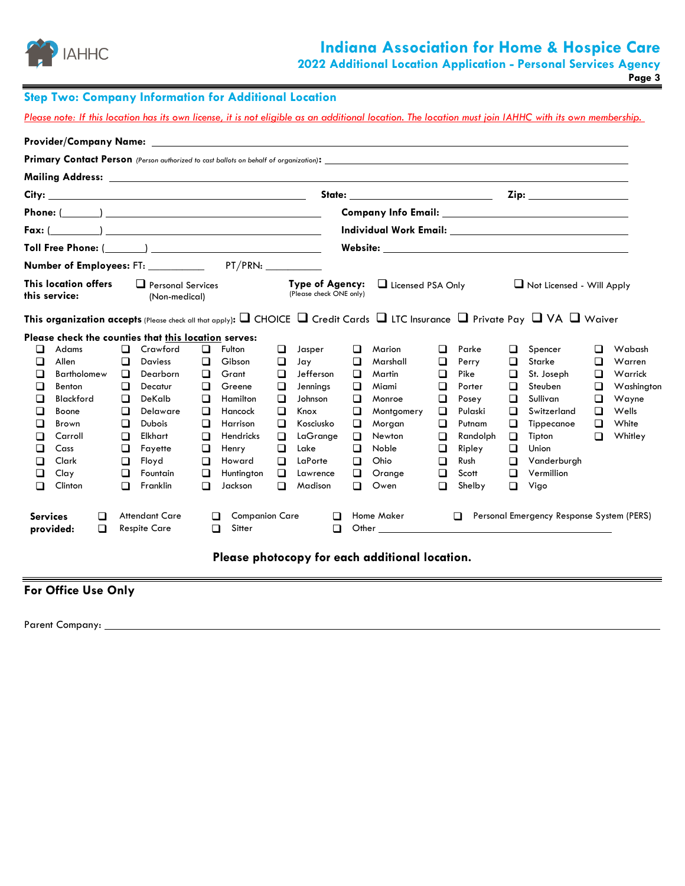# Indiana Association for Home & Hospice Care

## 2022 Additional Location Application - Personal Services Agency

## Step Two: Company Information for Additional Location

*Please note: If this location has its own license, it is not eligible as an additional location. The location must join IAHHC with its own membership.*

**Provider/Company Name:** ______________________________

**Primary Contact Person** (Person authorized to cast ballots on behalf of organization)**:** ______________________________

**Mailing Address:** ______________________________

**City:** ____________________ **State:** ____________ **Zip:** __________

**Phone:** (_______) ____________________ **Company Info Email:** ____________________

**Fax:** (_________) ____________________ **Individual Work Email:** ____________________

**Toll Free Phone:** (_______) ____________________ **Website:** ____________________

**Number of Employees:** FT: __________ PT/PRN: __________

**This location offers this service:** ❑ Personal Services (Non-medical)

**Type of Agency:** (Please check ONE only) ❑ Licensed PSA Only ❑ Not Licensed - Will Apply

**This organization accepts** (Please check all that apply)**:** ❑ CHOICE ❑ Credit Cards ❑ LTC Insurance ❑ Private Pay ❑ VA ❑ Waiver

**Please check the counties that this location serves:**

| | | | | | | | |
|---|---|---|---|---|---|---|---|
| ❑ Adams | ❑ Crawford | ❑ Fulton | ❑ Jasper | ❑ Marion | ❑ Parke | ❑ Spencer | ❑ Wabash |
| ❑ Allen | ❑ Daviess | ❑ Gibson | ❑ Jay | ❑ Marshall | ❑ Perry | ❑ Starke | ❑ Warren |
| ❑ Bartholomew | ❑ Dearborn | ❑ Grant | ❑ Jefferson | ❑ Martin | ❑ Pike | ❑ St. Joseph | ❑ Warrick |
| ❑ Benton | ❑ Decatur | ❑ Greene | ❑ Jennings | ❑ Miami | ❑ Porter | ❑ Steuben | ❑ Washington |
| ❑ Blackford | ❑ DeKalb | ❑ Hamilton | ❑ Johnson | ❑ Monroe | ❑ Posey | ❑ Sullivan | ❑ Wayne |
| ❑ Boone | ❑ Delaware | ❑ Hancock | ❑ Knox | ❑ Montgomery | ❑ Pulaski | ❑ Switzerland | ❑ Wells |
| ❑ Brown | ❑ Dubois | ❑ Harrison | ❑ Kosciusko | ❑ Morgan | ❑ Putnam | ❑ Tippecanoe | ❑ White |
| ❑ Carroll | ❑ Elkhart | ❑ Hendricks | ❑ LaGrange | ❑ Newton | ❑ Randolph | ❑ Tipton | ❑ Whitley |
| ❑ Cass | ❑ Fayette | ❑ Henry | ❑ Lake | ❑ Noble | ❑ Ripley | ❑ Union | |
| ❑ Clark | ❑ Floyd | ❑ Howard | ❑ LaPorte | ❑ Ohio | ❑ Rush | ❑ Vanderburgh | |
| ❑ Clay | ❑ Fountain | ❑ Huntington | ❑ Lawrence | ❑ Orange | ❑ Scott | ❑ Vermillion | |
| ❑ Clinton | ❑ Franklin | ❑ Jackson | ❑ Madison | ❑ Owen | ❑ Shelby | ❑ Vigo | |

**Services provided:** ❑ Attendant Care ❑ Companion Care ❑ Home Maker ❑ Personal Emergency Response System (PERS) ❑ Respite Care ❑ Sitter ❑ Other ____________________

**Please photocopy for each additional location.**

## For Office Use Only

Parent Company: ______________________________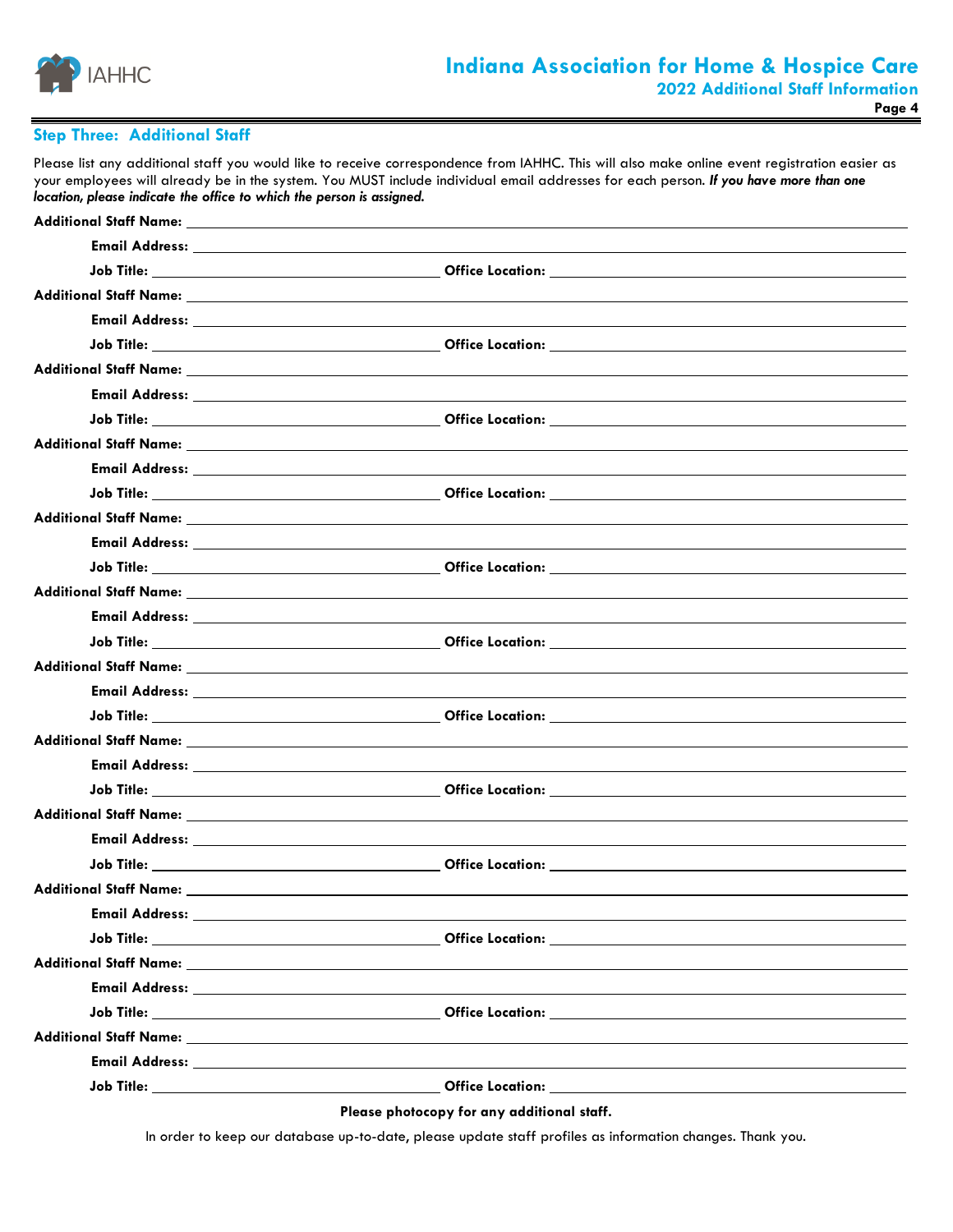# Indiana Association for Home & Hospice Care

## 2022 Additional Staff Information

### Step Three: Additional Staff

Please list any additional staff you would like to receive correspondence from IAHHC. This will also make online event registration easier as your employees will already be in the system. You MUST include individual email addresses for each person. ***If you have more than one location, please indicate the office to which the person is assigned.***

**Additional Staff Name:** ______________________________

**Email Address:** ______________________________

**Job Title:** ______________________ **Office Location:** ______________________

**Additional Staff Name:** ______________________________

**Email Address:** ______________________________

**Job Title:** ______________________ **Office Location:** ______________________

**Additional Staff Name:** ______________________________

**Email Address:** ______________________________

**Job Title:** ______________________ **Office Location:** ______________________

**Additional Staff Name:** ______________________________

**Email Address:** ______________________________

**Job Title:** ______________________ **Office Location:** ______________________

**Additional Staff Name:** ______________________________

**Email Address:** ______________________________

**Job Title:** ______________________ **Office Location:** ______________________

**Additional Staff Name:** ______________________________

**Email Address:** ______________________________

**Job Title:** ______________________ **Office Location:** ______________________

**Additional Staff Name:** ______________________________

**Email Address:** ______________________________

**Job Title:** ______________________ **Office Location:** ______________________

**Additional Staff Name:** ______________________________

**Email Address:** ______________________________

**Job Title:** ______________________ **Office Location:** ______________________

**Additional Staff Name:** ______________________________

**Email Address:** ______________________________

**Job Title:** ______________________ **Office Location:** ______________________

**Additional Staff Name:** ______________________________

**Email Address:** ______________________________

**Job Title:** ______________________ **Office Location:** ______________________

**Additional Staff Name:** ______________________________

**Email Address:** ______________________________

**Job Title:** ______________________ **Office Location:** ______________________

**Additional Staff Name:** ______________________________

**Email Address:** ______________________________

**Job Title:** ______________________ **Office Location:** ______________________

**Please photocopy for any additional staff.**

In order to keep our database up-to-date, please update staff profiles as information changes. Thank you.